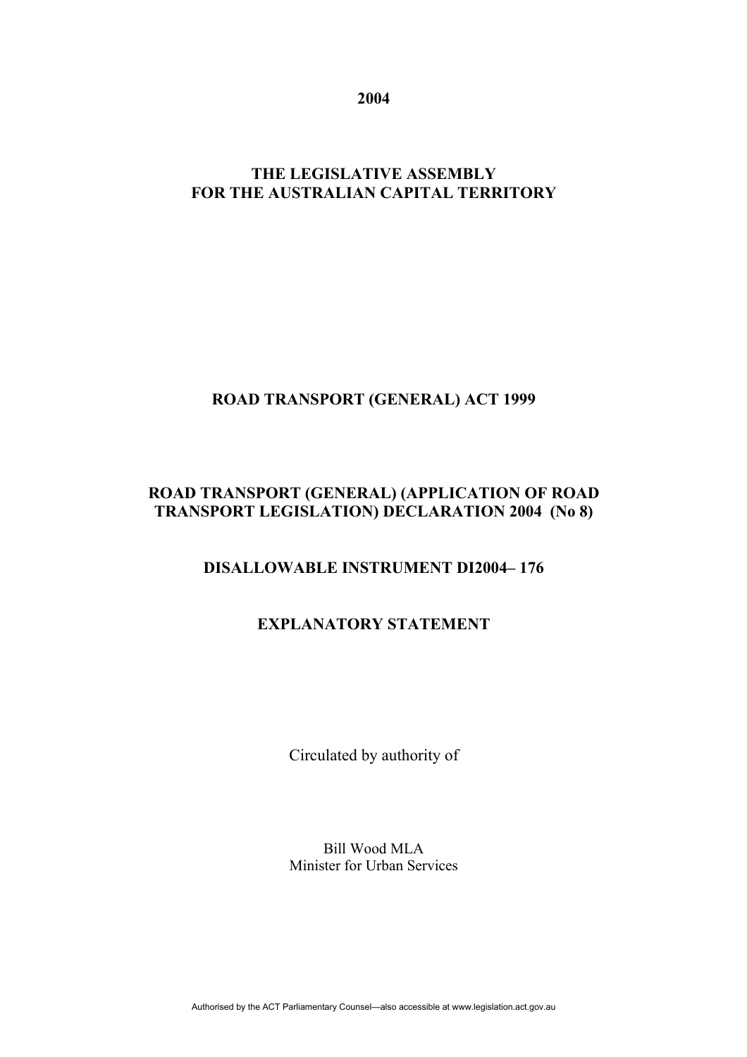**2004**

**THE LEGISLATIVE ASSEMBLY FOR THE AUSTRALIAN CAPITAL TERRITORY**

**ROAD TRANSPORT (GENERAL) ACT 1999**

**ROAD TRANSPORT (GENERAL) (APPLICATION OF ROAD TRANSPORT LEGISLATION) DECLARATION 2004 (No 8)**

**DISALLOWABLE INSTRUMENT DI2004– 176**

**EXPLANATORY STATEMENT**

Circulated by authority of

Bill Wood MLA
Minister for Urban Services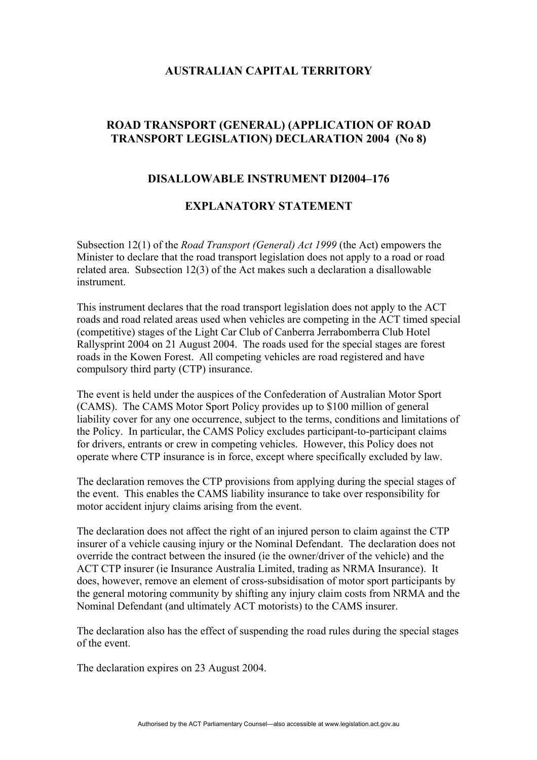# AUSTRALIAN CAPITAL TERRITORY

## ROAD TRANSPORT (GENERAL) (APPLICATION OF ROAD TRANSPORT LEGISLATION) DECLARATION 2004 (No 8)

## DISALLOWABLE INSTRUMENT DI2004–176

## EXPLANATORY STATEMENT

Subsection 12(1) of the *Road Transport (General) Act 1999* (the Act) empowers the Minister to declare that the road transport legislation does not apply to a road or road related area. Subsection 12(3) of the Act makes such a declaration a disallowable instrument.

This instrument declares that the road transport legislation does not apply to the ACT roads and road related areas used when vehicles are competing in the ACT timed special (competitive) stages of the Light Car Club of Canberra Jerrabomberra Club Hotel Rallysprint 2004 on 21 August 2004. The roads used for the special stages are forest roads in the Kowen Forest. All competing vehicles are road registered and have compulsory third party (CTP) insurance.

The event is held under the auspices of the Confederation of Australian Motor Sport (CAMS). The CAMS Motor Sport Policy provides up to $100 million of general liability cover for any one occurrence, subject to the terms, conditions and limitations of the Policy. In particular, the CAMS Policy excludes participant-to-participant claims for drivers, entrants or crew in competing vehicles. However, this Policy does not operate where CTP insurance is in force, except where specifically excluded by law.

The declaration removes the CTP provisions from applying during the special stages of the event. This enables the CAMS liability insurance to take over responsibility for motor accident injury claims arising from the event.

The declaration does not affect the right of an injured person to claim against the CTP insurer of a vehicle causing injury or the Nominal Defendant. The declaration does not override the contract between the insured (ie the owner/driver of the vehicle) and the ACT CTP insurer (ie Insurance Australia Limited, trading as NRMA Insurance). It does, however, remove an element of cross-subsidisation of motor sport participants by the general motoring community by shifting any injury claim costs from NRMA and the Nominal Defendant (and ultimately ACT motorists) to the CAMS insurer.

The declaration also has the effect of suspending the road rules during the special stages of the event.

The declaration expires on 23 August 2004.